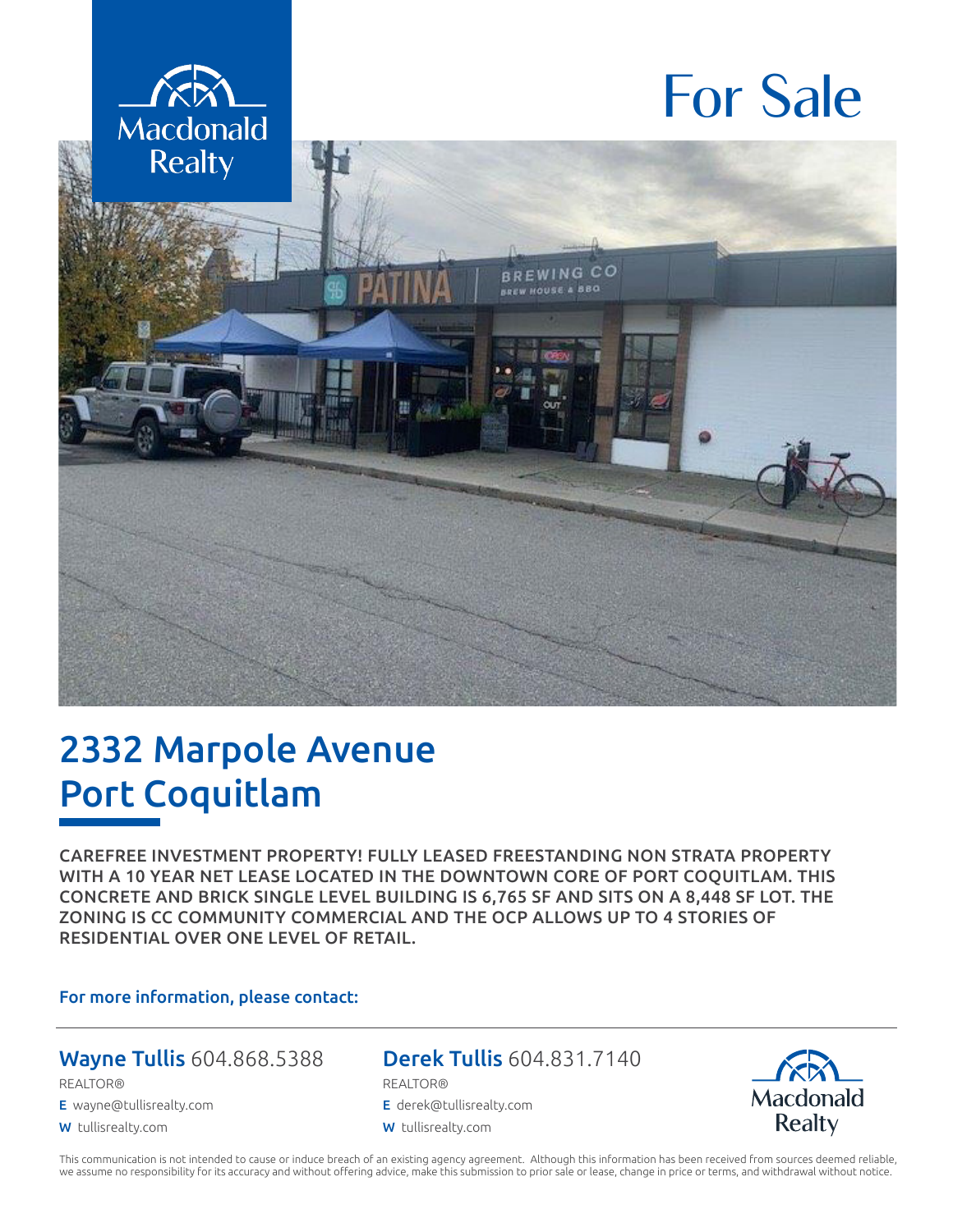Macdonald Realty

# For Sale

# 2332 Marpole Avenue
# Port Coquitlam

CAREFREE INVESTMENT PROPERTY! FULLY LEASED FREESTANDING NON STRATA PROPERTY WITH A 10 YEAR NET LEASE LOCATED IN THE DOWNTOWN CORE OF PORT COQUITLAM. THIS CONCRETE AND BRICK SINGLE LEVEL BUILDING IS 6,765 SF AND SITS ON A 8,448 SF LOT. THE ZONING IS CC COMMUNITY COMMERCIAL AND THE OCP ALLOWS UP TO 4 STORIES OF RESIDENTIAL OVER ONE LEVEL OF RETAIL.

**For more information, please contact:**

**Wayne Tullis** 604.868.5388
REALTOR®
E wayne@tullisrealty.com
W tullisrealty.com

**Derek Tullis** 604.831.7140
REALTOR®
E derek@tullisrealty.com
W tullisrealty.com

Macdonald Realty

This communication is not intended to cause or induce breach of an existing agency agreement. Although this information has been received from sources deemed reliable, we assume no responsibility for its accuracy and without offering advice, make this submission to prior sale or lease, change in price or terms, and withdrawal without notice.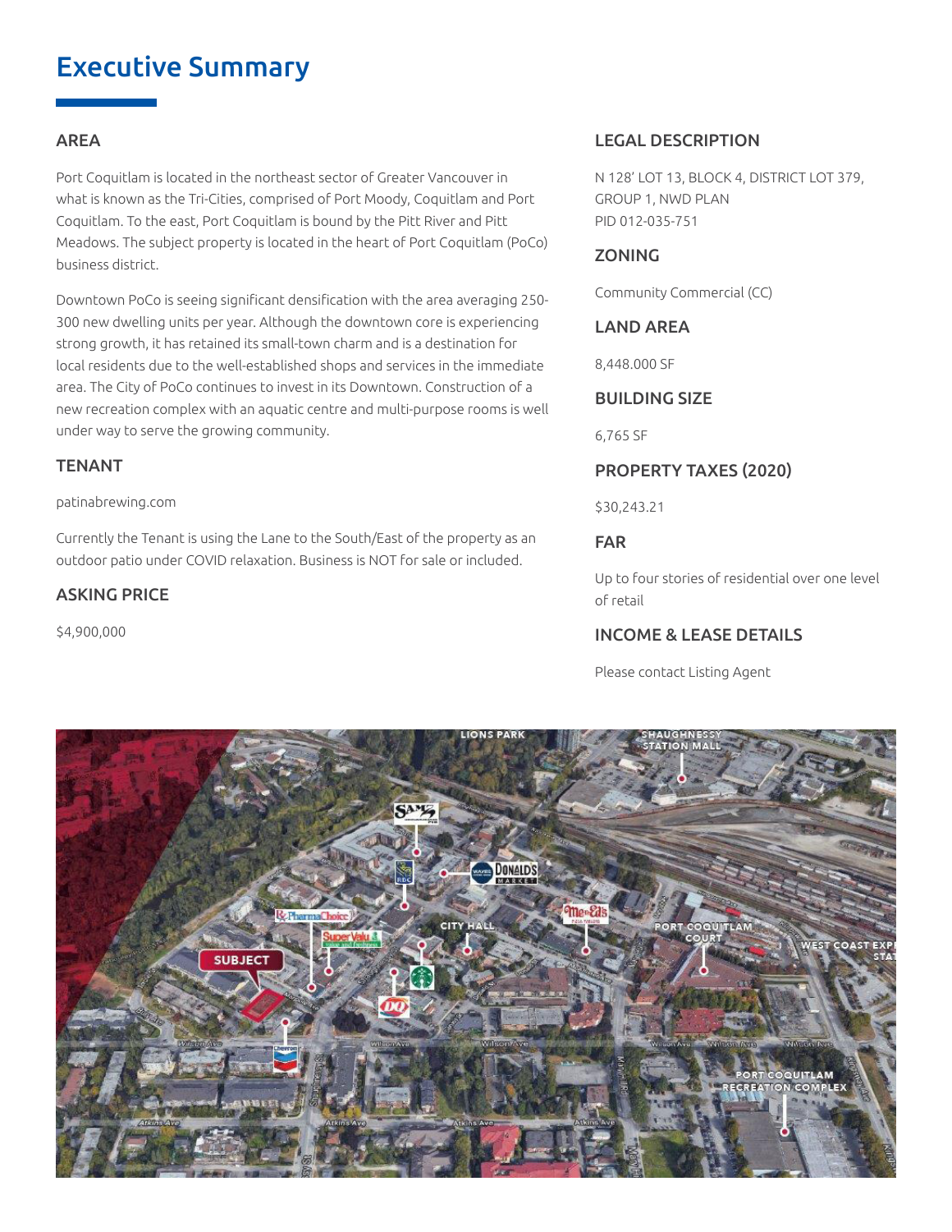# Executive Summary

## AREA

Port Coquitlam is located in the northeast sector of Greater Vancouver in what is known as the Tri-Cities, comprised of Port Moody, Coquitlam and Port Coquitlam. To the east, Port Coquitlam is bound by the Pitt River and Pitt Meadows. The subject property is located in the heart of Port Coquitlam (PoCo) business district.

Downtown PoCo is seeing significant densification with the area averaging 250-300 new dwelling units per year. Although the downtown core is experiencing strong growth, it has retained its small-town charm and is a destination for local residents due to the well-established shops and services in the immediate area. The City of PoCo continues to invest in its Downtown. Construction of a new recreation complex with an aquatic centre and multi-purpose rooms is well under way to serve the growing community.

## TENANT

patinabrewing.com

Currently the Tenant is using the Lane to the South/East of the property as an outdoor patio under COVID relaxation. Business is NOT for sale or included.

## ASKING PRICE

$4,900,000

## LEGAL DESCRIPTION

N 128' LOT 13, BLOCK 4, DISTRICT LOT 379, GROUP 1, NWD PLAN
PID 012-035-751

## ZONING

Community Commercial (CC)

## LAND AREA

8,448.000 SF

## BUILDING SIZE

6,765 SF

## PROPERTY TAXES (2020)

$30,243.21

## FAR

Up to four stories of residential over one level of retail

## INCOME & LEASE DETAILS

Please contact Listing Agent

LIONS PARK
SHAUGHNESSY STATION MALL
SUBJECT
CITY HALL
PORT COQUITLAM COURT
WEST COAST EXPRESS STATION
PORT COQUITLAM RECREATION COMPLEX
Wilson Ave
Atkins Ave